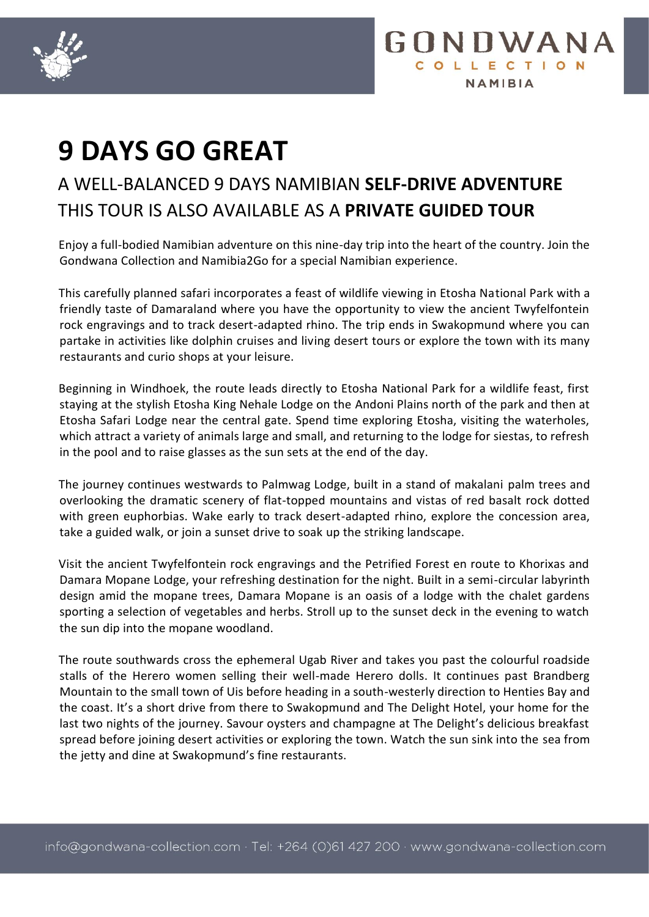# 9 DAYS GO GREAT

## A WELL-BALANCED 9 DAYS NAMIBIAN **SELF-DRIVE ADVENTURE**

## THIS TOUR IS ALSO AVAILABLE AS A **PRIVATE GUIDED TOUR**

Enjoy a full-bodied Namibian adventure on this nine-day trip into the heart of the country. Join the Gondwana Collection and Namibia2Go for a special Namibian experience.

This carefully planned safari incorporates a feast of wildlife viewing in Etosha National Park with a friendly taste of Damaraland where you have the opportunity to view the ancient Twyfelfontein rock engravings and to track desert-adapted rhino. The trip ends in Swakopmund where you can partake in activities like dolphin cruises and living desert tours or explore the town with its many restaurants and curio shops at your leisure.

Beginning in Windhoek, the route leads directly to Etosha National Park for a wildlife feast, first staying at the stylish Etosha King Nehale Lodge on the Andoni Plains north of the park and then at Etosha Safari Lodge near the central gate. Spend time exploring Etosha, visiting the waterholes, which attract a variety of animals large and small, and returning to the lodge for siestas, to refresh in the pool and to raise glasses as the sun sets at the end of the day.

The journey continues westwards to Palmwag Lodge, built in a stand of makalani palm trees and overlooking the dramatic scenery of flat-topped mountains and vistas of red basalt rock dotted with green euphorbias. Wake early to track desert-adapted rhino, explore the concession area, take a guided walk, or join a sunset drive to soak up the striking landscape.

Visit the ancient Twyfelfontein rock engravings and the Petrified Forest en route to Khorixas and Damara Mopane Lodge, your refreshing destination for the night. Built in a semi-circular labyrinth design amid the mopane trees, Damara Mopane is an oasis of a lodge with the chalet gardens sporting a selection of vegetables and herbs. Stroll up to the sunset deck in the evening to watch the sun dip into the mopane woodland.

The route southwards cross the ephemeral Ugab River and takes you past the colourful roadside stalls of the Herero women selling their well-made Herero dolls. It continues past Brandberg Mountain to the small town of Uis before heading in a south-westerly direction to Henties Bay and the coast. It's a short drive from there to Swakopmund and The Delight Hotel, your home for the last two nights of the journey. Savour oysters and champagne at The Delight's delicious breakfast spread before joining desert activities or exploring the town. Watch the sun sink into the sea from the jetty and dine at Swakopmund's fine restaurants.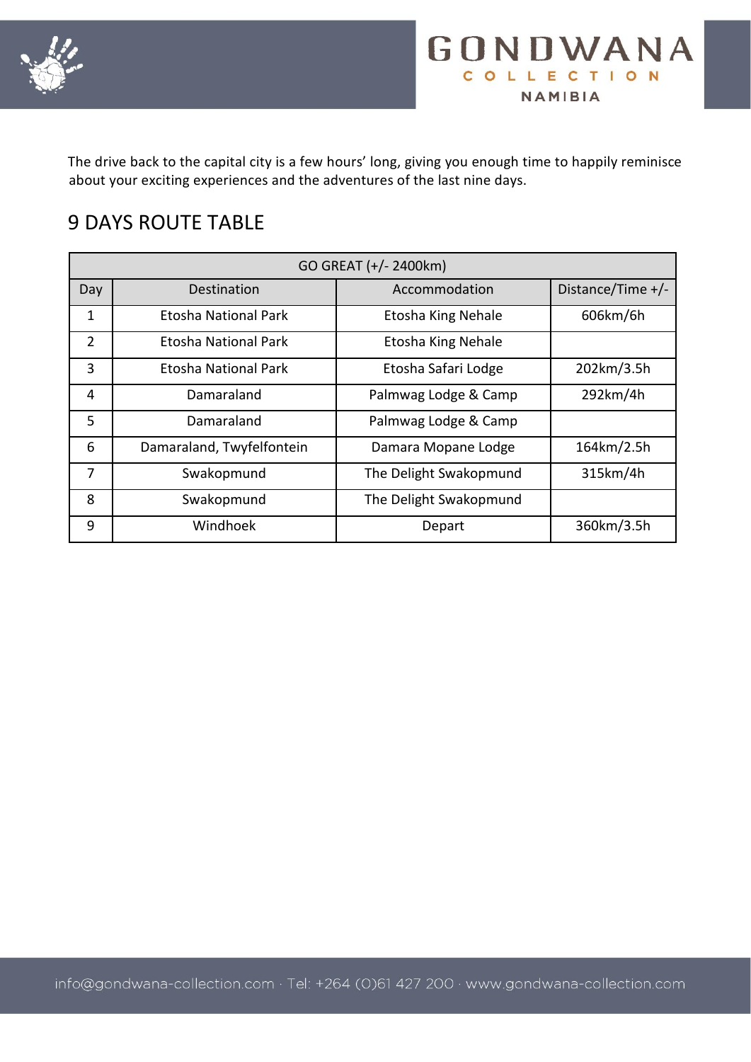The drive back to the capital city is a few hours' long, giving you enough time to happily reminisce about your exciting experiences and the adventures of the last nine days.

## 9 DAYS ROUTE TABLE

| GO GREAT (+/- 2400km) | | | |
|---|---|---|---|
| Day | Destination | Accommodation | Distance/Time +/- |
| 1 | Etosha National Park | Etosha King Nehale | 606km/6h |
| 2 | Etosha National Park | Etosha King Nehale | |
| 3 | Etosha National Park | Etosha Safari Lodge | 202km/3.5h |
| 4 | Damaraland | Palmwag Lodge & Camp | 292km/4h |
| 5 | Damaraland | Palmwag Lodge & Camp | |
| 6 | Damaraland, Twyfelfontein | Damara Mopane Lodge | 164km/2.5h |
| 7 | Swakopmund | The Delight Swakopmund | 315km/4h |
| 8 | Swakopmund | The Delight Swakopmund | |
| 9 | Windhoek | Depart | 360km/3.5h |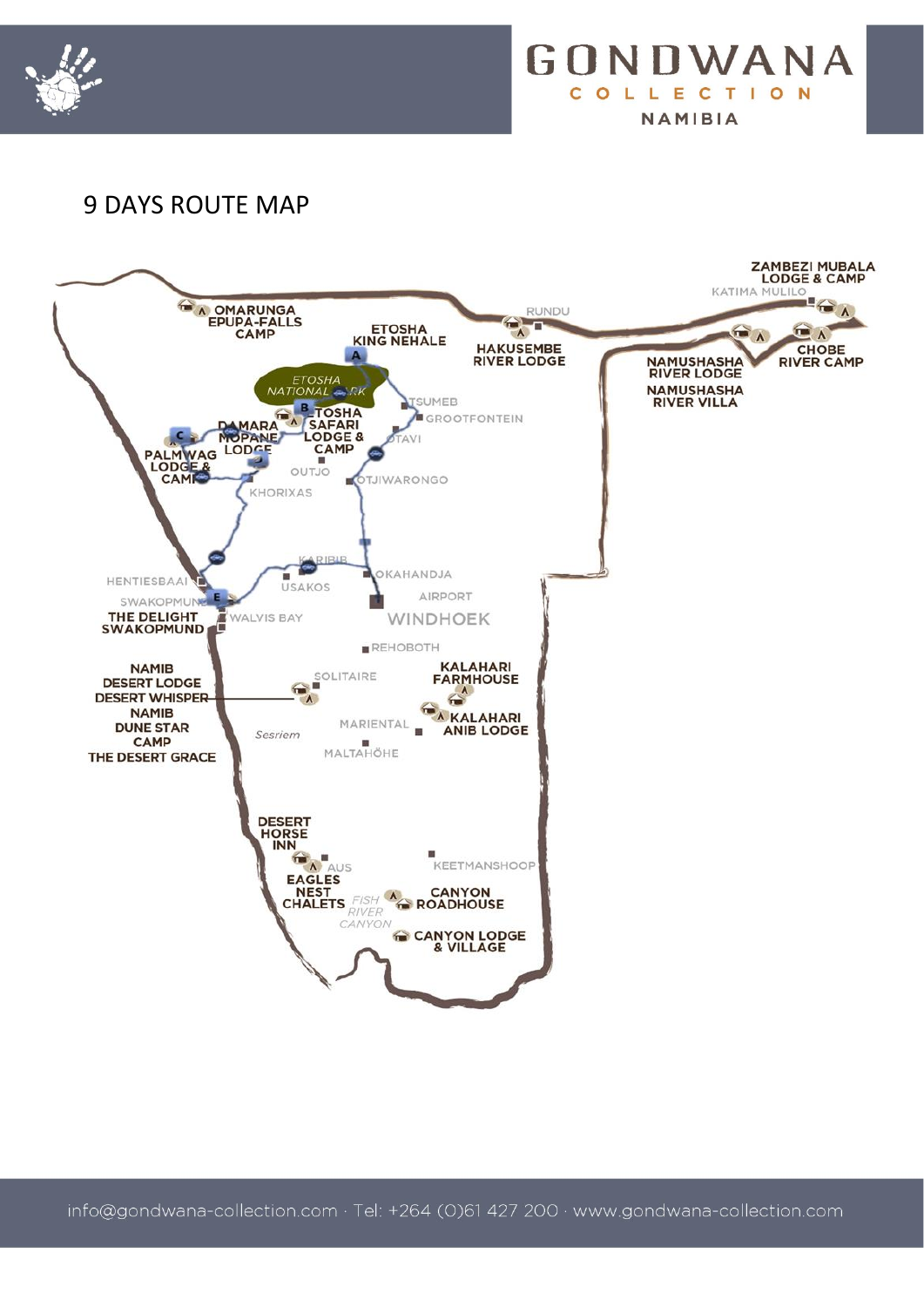# 9 DAYS ROUTE MAP

ZAMBEZI MUBALA LODGE & CAMP

KATIMA MULILO

OMARUNGA EPUPA-FALLS CAMP

ETOSHA KING NEHALE

RUNDU

HAKUSEMBE RIVER LODGE

NAMUSHASHA RIVER LODGE

NAMUSHASHA RIVER VILLA

CHOBE RIVER CAMP

ETOSHA NATIONAL PARK

TSUMEB

ETOSHA SAFARI LODGE & CAMP

GROOTFONTEIN

DAMARA MOPANE LODGE

OTAVI

PALMWAG LODGE & CAMP

OUTJO

OTJIWARONGO

KHORIXAS

KARIBIB

OKAHANDJA

HENTIESBAAI

USAKOS

AIRPORT

SWAKOPMUND

THE DELIGHT SWAKOPMUND

WALVIS BAY

WINDHOEK

REHOBOTH

NAMIB DESERT LODGE

DESERT WHISPER

NAMIB DUNE STAR CAMP

THE DESERT GRACE

SOLITAIRE

KALAHARI FARMHOUSE

KALAHARI ANIB LODGE

MARIENTAL

Sesriem

MALTAHÖHE

DESERT HORSE INN

AUS

KEETMANSHOOP

EAGLES NEST CHALETS

FISH RIVER CANYON

CANYON ROADHOUSE

CANYON LODGE & VILLAGE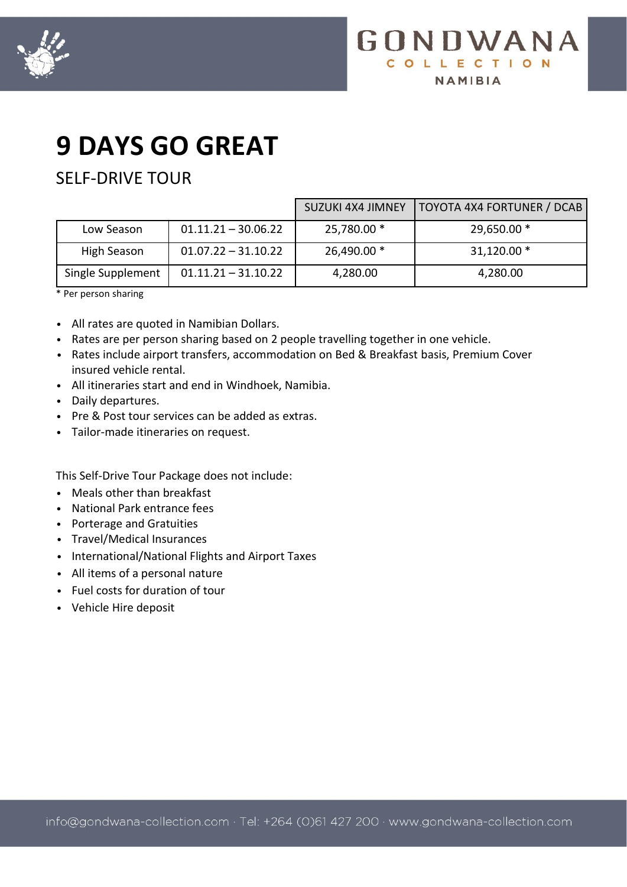# 9 DAYS GO GREAT

## SELF-DRIVE TOUR

| | | SUZUKI 4X4 JIMNEY | TOYOTA 4X4 FORTUNER / DCAB |
|---|---|---|---|
| Low Season | 01.11.21 – 30.06.22 | 25,780.00 * | 29,650.00 * |
| High Season | 01.07.22 – 31.10.22 | 26,490.00 * | 31,120.00 * |
| Single Supplement | 01.11.21 – 31.10.22 | 4,280.00 | 4,280.00 |

* Per person sharing

- All rates are quoted in Namibian Dollars.
- Rates are per person sharing based on 2 people travelling together in one vehicle.
- Rates include airport transfers, accommodation on Bed & Breakfast basis, Premium Cover insured vehicle rental.
- All itineraries start and end in Windhoek, Namibia.
- Daily departures.
- Pre & Post tour services can be added as extras.
- Tailor-made itineraries on request.

This Self-Drive Tour Package does not include:

- Meals other than breakfast
- National Park entrance fees
- Porterage and Gratuities
- Travel/Medical Insurances
- International/National Flights and Airport Taxes
- All items of a personal nature
- Fuel costs for duration of tour
- Vehicle Hire deposit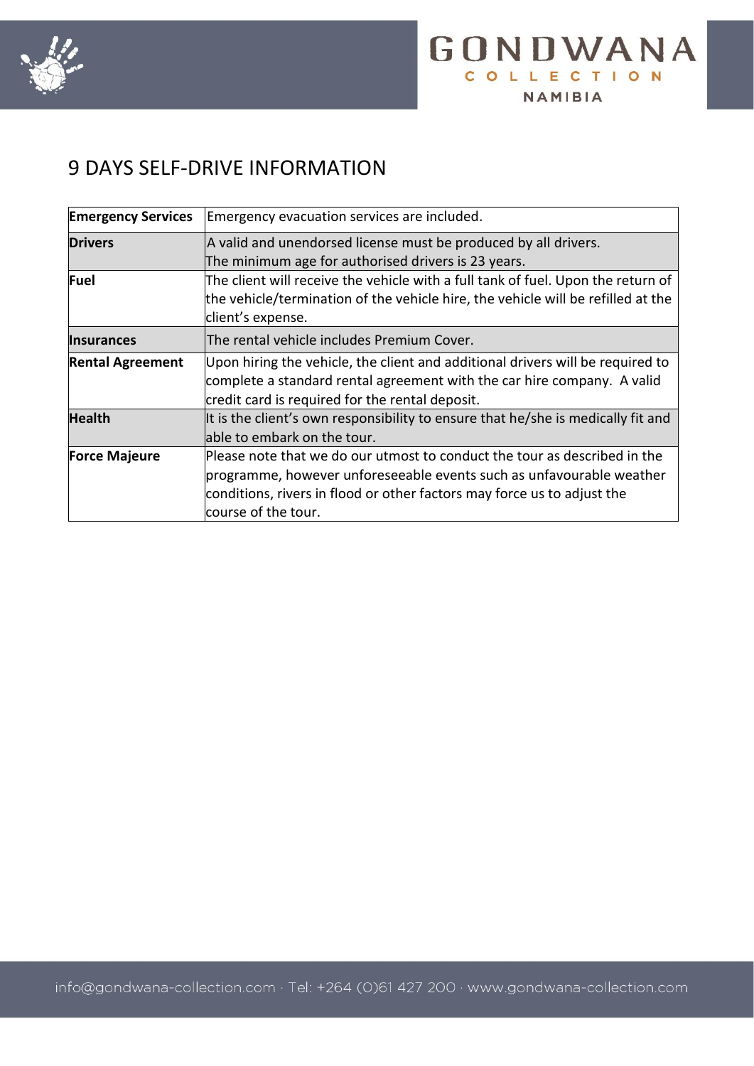# 9 DAYS SELF-DRIVE INFORMATION

| | |
|---|---|
| **Emergency Services** | Emergency evacuation services are included. |
| **Drivers** | A valid and unendorsed license must be produced by all drivers.<br>The minimum age for authorised drivers is 23 years. |
| **Fuel** | The client will receive the vehicle with a full tank of fuel. Upon the return of the vehicle/termination of the vehicle hire, the vehicle will be refilled at the client's expense. |
| **Insurances** | The rental vehicle includes Premium Cover. |
| **Rental Agreement** | Upon hiring the vehicle, the client and additional drivers will be required to complete a standard rental agreement with the car hire company. A valid credit card is required for the rental deposit. |
| **Health** | It is the client's own responsibility to ensure that he/she is medically fit and able to embark on the tour. |
| **Force Majeure** | Please note that we do our utmost to conduct the tour as described in the programme, however unforeseeable events such as unfavourable weather conditions, rivers in flood or other factors may force us to adjust the course of the tour. |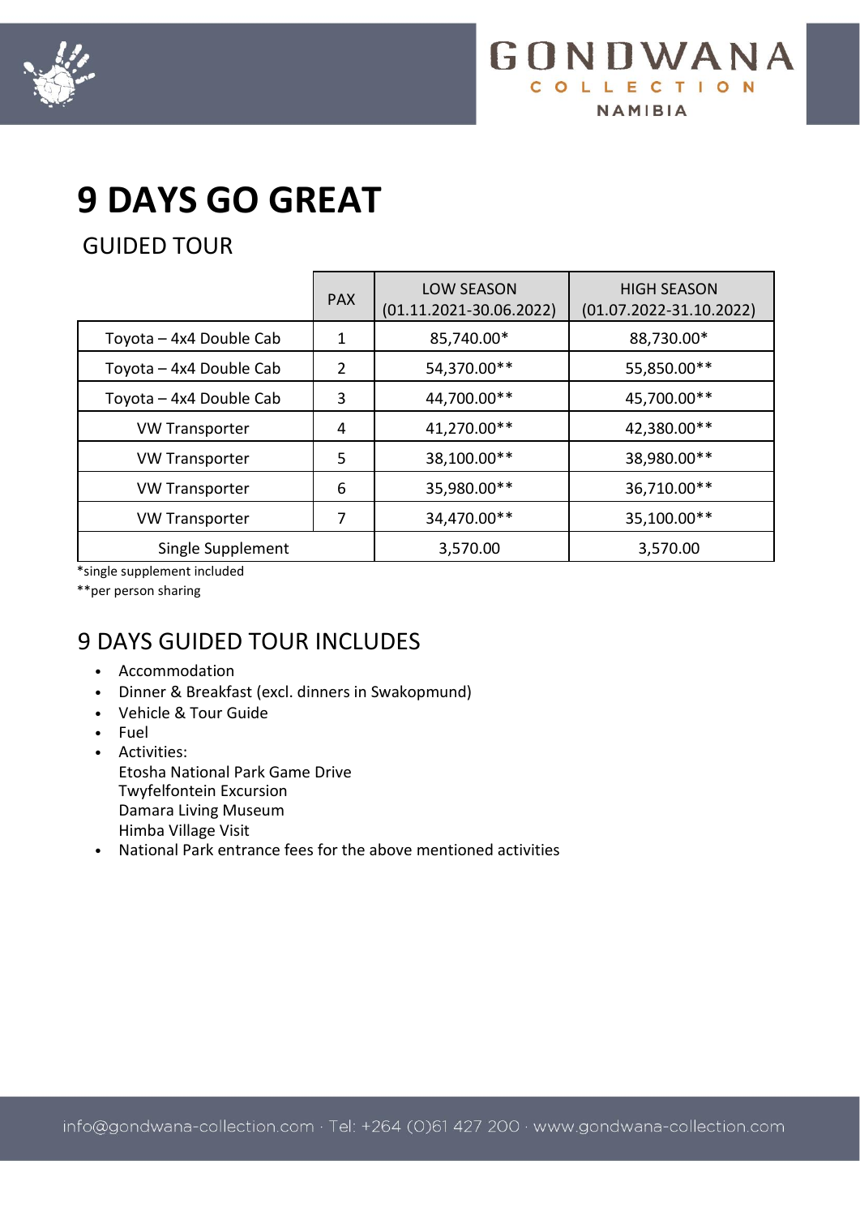# 9 DAYS GO GREAT

## GUIDED TOUR

| | PAX | LOW SEASON (01.11.2021-30.06.2022) | HIGH SEASON (01.07.2022-31.10.2022) |
|---|---|---|---|
| Toyota – 4x4 Double Cab | 1 | 85,740.00* | 88,730.00* |
| Toyota – 4x4 Double Cab | 2 | 54,370.00** | 55,850.00** |
| Toyota – 4x4 Double Cab | 3 | 44,700.00** | 45,700.00** |
| VW Transporter | 4 | 41,270.00** | 42,380.00** |
| VW Transporter | 5 | 38,100.00** | 38,980.00** |
| VW Transporter | 6 | 35,980.00** | 36,710.00** |
| VW Transporter | 7 | 34,470.00** | 35,100.00** |
| Single Supplement | | 3,570.00 | 3,570.00 |

*single supplement included

**per person sharing

## 9 DAYS GUIDED TOUR INCLUDES

- Accommodation
- Dinner & Breakfast (excl. dinners in Swakopmund)
- Vehicle & Tour Guide
- Fuel
- Activities:
  Etosha National Park Game Drive
  Twyfelfontein Excursion
  Damara Living Museum
  Himba Village Visit
- National Park entrance fees for the above mentioned activities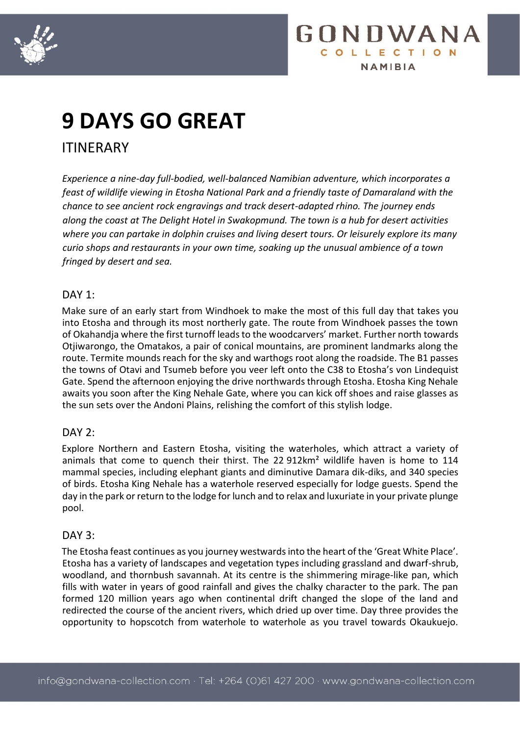# 9 DAYS GO GREAT

## ITINERARY

*Experience a nine-day full-bodied, well-balanced Namibian adventure, which incorporates a feast of wildlife viewing in Etosha National Park and a friendly taste of Damaraland with the chance to see ancient rock engravings and track desert-adapted rhino. The journey ends along the coast at The Delight Hotel in Swakopmund. The town is a hub for desert activities where you can partake in dolphin cruises and living desert tours. Or leisurely explore its many curio shops and restaurants in your own time, soaking up the unusual ambience of a town fringed by desert and sea.*

### DAY 1:

Make sure of an early start from Windhoek to make the most of this full day that takes you into Etosha and through its most northerly gate. The route from Windhoek passes the town of Okahandja where the first turnoff leads to the woodcarvers' market. Further north towards Otjiwarongo, the Omatakos, a pair of conical mountains, are prominent landmarks along the route. Termite mounds reach for the sky and warthogs root along the roadside. The B1 passes the towns of Otavi and Tsumeb before you veer left onto the C38 to Etosha's von Lindequist Gate. Spend the afternoon enjoying the drive northwards through Etosha. Etosha King Nehale awaits you soon after the King Nehale Gate, where you can kick off shoes and raise glasses as the sun sets over the Andoni Plains, relishing the comfort of this stylish lodge.

### DAY 2:

Explore Northern and Eastern Etosha, visiting the waterholes, which attract a variety of animals that come to quench their thirst. The 22 912km² wildlife haven is home to 114 mammal species, including elephant giants and diminutive Damara dik-diks, and 340 species of birds. Etosha King Nehale has a waterhole reserved especially for lodge guests. Spend the day in the park or return to the lodge for lunch and to relax and luxuriate in your private plunge pool.

### DAY 3:

The Etosha feast continues as you journey westwards into the heart of the 'Great White Place'. Etosha has a variety of landscapes and vegetation types including grassland and dwarf-shrub, woodland, and thornbush savannah. At its centre is the shimmering mirage-like pan, which fills with water in years of good rainfall and gives the chalky character to the park. The pan formed 120 million years ago when continental drift changed the slope of the land and redirected the course of the ancient rivers, which dried up over time. Day three provides the opportunity to hopscotch from waterhole to waterhole as you travel towards Okaukuejo.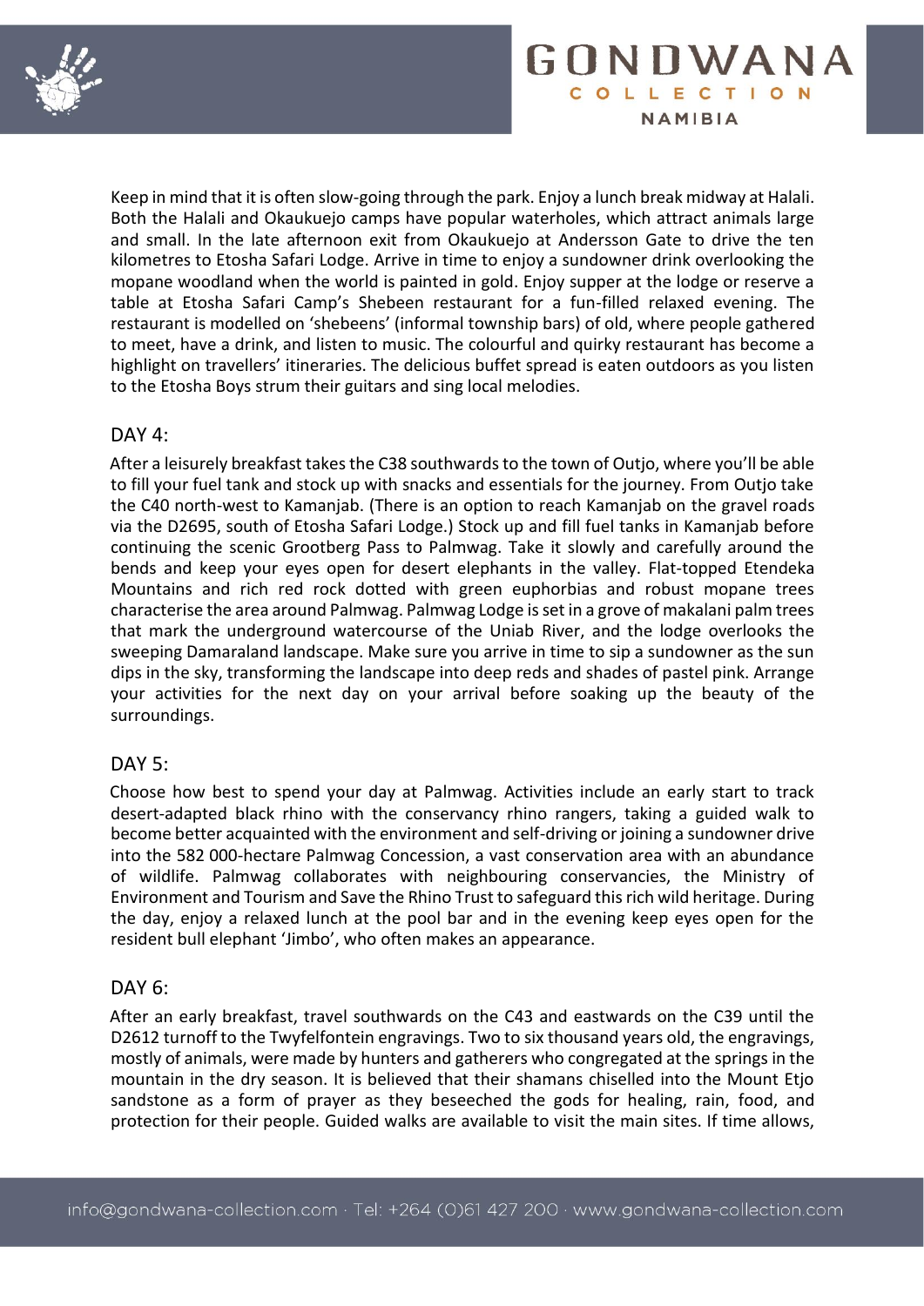Keep in mind that it is often slow-going through the park. Enjoy a lunch break midway at Halali. Both the Halali and Okaukuejo camps have popular waterholes, which attract animals large and small. In the late afternoon exit from Okaukuejo at Andersson Gate to drive the ten kilometres to Etosha Safari Lodge. Arrive in time to enjoy a sundowner drink overlooking the mopane woodland when the world is painted in gold. Enjoy supper at the lodge or reserve a table at Etosha Safari Camp's Shebeen restaurant for a fun-filled relaxed evening. The restaurant is modelled on 'shebeens' (informal township bars) of old, where people gathered to meet, have a drink, and listen to music. The colourful and quirky restaurant has become a highlight on travellers' itineraries. The delicious buffet spread is eaten outdoors as you listen to the Etosha Boys strum their guitars and sing local melodies.

## DAY 4:

After a leisurely breakfast takes the C38 southwards to the town of Outjo, where you'll be able to fill your fuel tank and stock up with snacks and essentials for the journey. From Outjo take the C40 north-west to Kamanjab. (There is an option to reach Kamanjab on the gravel roads via the D2695, south of Etosha Safari Lodge.) Stock up and fill fuel tanks in Kamanjab before continuing the scenic Grootberg Pass to Palmwag. Take it slowly and carefully around the bends and keep your eyes open for desert elephants in the valley. Flat-topped Etendeka Mountains and rich red rock dotted with green euphorbias and robust mopane trees characterise the area around Palmwag. Palmwag Lodge is set in a grove of makalani palm trees that mark the underground watercourse of the Uniab River, and the lodge overlooks the sweeping Damaraland landscape. Make sure you arrive in time to sip a sundowner as the sun dips in the sky, transforming the landscape into deep reds and shades of pastel pink. Arrange your activities for the next day on your arrival before soaking up the beauty of the surroundings.

## DAY 5:

Choose how best to spend your day at Palmwag. Activities include an early start to track desert-adapted black rhino with the conservancy rhino rangers, taking a guided walk to become better acquainted with the environment and self-driving or joining a sundowner drive into the 582 000-hectare Palmwag Concession, a vast conservation area with an abundance of wildlife. Palmwag collaborates with neighbouring conservancies, the Ministry of Environment and Tourism and Save the Rhino Trust to safeguard this rich wild heritage. During the day, enjoy a relaxed lunch at the pool bar and in the evening keep eyes open for the resident bull elephant 'Jimbo', who often makes an appearance.

## DAY 6:

After an early breakfast, travel southwards on the C43 and eastwards on the C39 until the D2612 turnoff to the Twyfelfontein engravings. Two to six thousand years old, the engravings, mostly of animals, were made by hunters and gatherers who congregated at the springs in the mountain in the dry season. It is believed that their shamans chiselled into the Mount Etjo sandstone as a form of prayer as they beseeched the gods for healing, rain, food, and protection for their people. Guided walks are available to visit the main sites. If time allows,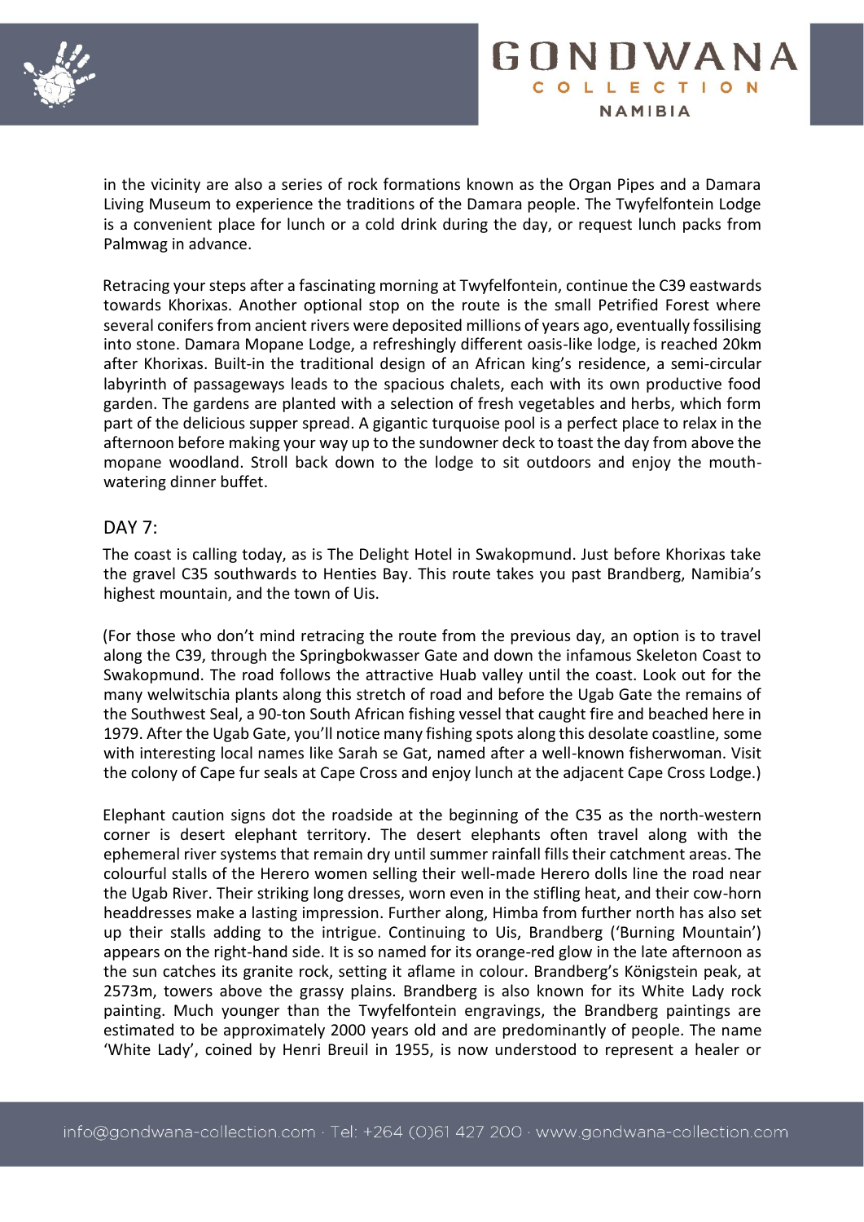in the vicinity are also a series of rock formations known as the Organ Pipes and a Damara Living Museum to experience the traditions of the Damara people. The Twyfelfontein Lodge is a convenient place for lunch or a cold drink during the day, or request lunch packs from Palmwag in advance.

Retracing your steps after a fascinating morning at Twyfelfontein, continue the C39 eastwards towards Khorixas. Another optional stop on the route is the small Petrified Forest where several conifers from ancient rivers were deposited millions of years ago, eventually fossilising into stone. Damara Mopane Lodge, a refreshingly different oasis-like lodge, is reached 20km after Khorixas. Built-in the traditional design of an African king's residence, a semi-circular labyrinth of passageways leads to the spacious chalets, each with its own productive food garden. The gardens are planted with a selection of fresh vegetables and herbs, which form part of the delicious supper spread. A gigantic turquoise pool is a perfect place to relax in the afternoon before making your way up to the sundowner deck to toast the day from above the mopane woodland. Stroll back down to the lodge to sit outdoors and enjoy the mouth-watering dinner buffet.

## DAY 7:

The coast is calling today, as is The Delight Hotel in Swakopmund. Just before Khorixas take the gravel C35 southwards to Henties Bay. This route takes you past Brandberg, Namibia's highest mountain, and the town of Uis.

(For those who don't mind retracing the route from the previous day, an option is to travel along the C39, through the Springbokwasser Gate and down the infamous Skeleton Coast to Swakopmund. The road follows the attractive Huab valley until the coast. Look out for the many welwitschia plants along this stretch of road and before the Ugab Gate the remains of the Southwest Seal, a 90-ton South African fishing vessel that caught fire and beached here in 1979. After the Ugab Gate, you'll notice many fishing spots along this desolate coastline, some with interesting local names like Sarah se Gat, named after a well-known fisherwoman. Visit the colony of Cape fur seals at Cape Cross and enjoy lunch at the adjacent Cape Cross Lodge.)

Elephant caution signs dot the roadside at the beginning of the C35 as the north-western corner is desert elephant territory. The desert elephants often travel along with the ephemeral river systems that remain dry until summer rainfall fills their catchment areas. The colourful stalls of the Herero women selling their well-made Herero dolls line the road near the Ugab River. Their striking long dresses, worn even in the stifling heat, and their cow-horn headdresses make a lasting impression. Further along, Himba from further north has also set up their stalls adding to the intrigue. Continuing to Uis, Brandberg ('Burning Mountain') appears on the right-hand side. It is so named for its orange-red glow in the late afternoon as the sun catches its granite rock, setting it aflame in colour. Brandberg's Königstein peak, at 2573m, towers above the grassy plains. Brandberg is also known for its White Lady rock painting. Much younger than the Twyfelfontein engravings, the Brandberg paintings are estimated to be approximately 2000 years old and are predominantly of people. The name 'White Lady', coined by Henri Breuil in 1955, is now understood to represent a healer or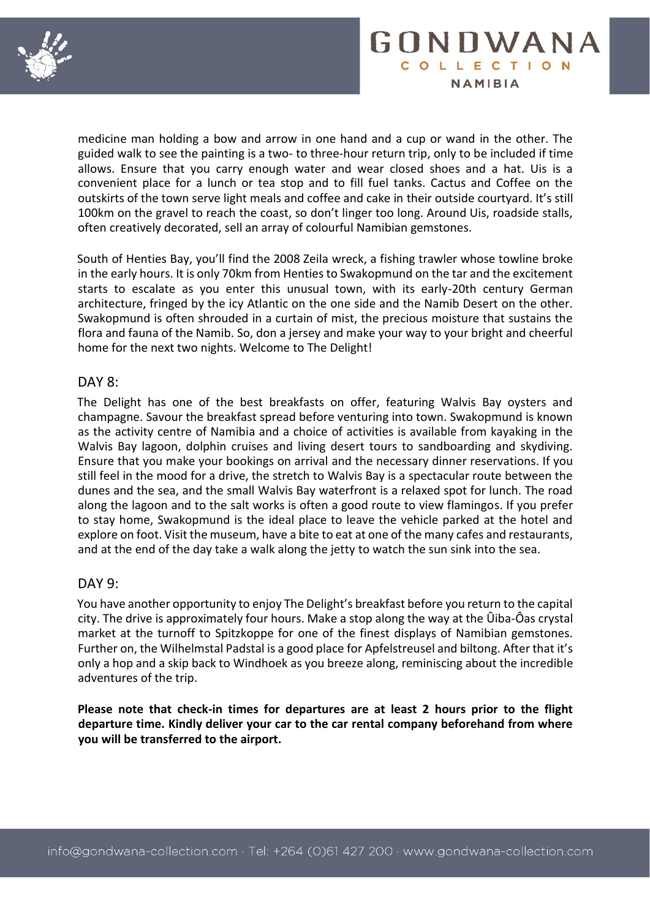medicine man holding a bow and arrow in one hand and a cup or wand in the other. The guided walk to see the painting is a two- to three-hour return trip, only to be included if time allows. Ensure that you carry enough water and wear closed shoes and a hat. Uis is a convenient place for a lunch or tea stop and to fill fuel tanks. Cactus and Coffee on the outskirts of the town serve light meals and coffee and cake in their outside courtyard. It's still 100km on the gravel to reach the coast, so don't linger too long. Around Uis, roadside stalls, often creatively decorated, sell an array of colourful Namibian gemstones.

South of Henties Bay, you'll find the 2008 Zeila wreck, a fishing trawler whose towline broke in the early hours. It is only 70km from Henties to Swakopmund on the tar and the excitement starts to escalate as you enter this unusual town, with its early-20th century German architecture, fringed by the icy Atlantic on the one side and the Namib Desert on the other. Swakopmund is often shrouded in a curtain of mist, the precious moisture that sustains the flora and fauna of the Namib. So, don a jersey and make your way to your bright and cheerful home for the next two nights. Welcome to The Delight!

## DAY 8:

The Delight has one of the best breakfasts on offer, featuring Walvis Bay oysters and champagne. Savour the breakfast spread before venturing into town. Swakopmund is known as the activity centre of Namibia and a choice of activities is available from kayaking in the Walvis Bay lagoon, dolphin cruises and living desert tours to sandboarding and skydiving. Ensure that you make your bookings on arrival and the necessary dinner reservations. If you still feel in the mood for a drive, the stretch to Walvis Bay is a spectacular route between the dunes and the sea, and the small Walvis Bay waterfront is a relaxed spot for lunch. The road along the lagoon and to the salt works is often a good route to view flamingos. If you prefer to stay home, Swakopmund is the ideal place to leave the vehicle parked at the hotel and explore on foot. Visit the museum, have a bite to eat at one of the many cafes and restaurants, and at the end of the day take a walk along the jetty to watch the sun sink into the sea.

## DAY 9:

You have another opportunity to enjoy The Delight's breakfast before you return to the capital city. The drive is approximately four hours. Make a stop along the way at the Ûiba-Ôas crystal market at the turnoff to Spitzkoppe for one of the finest displays of Namibian gemstones. Further on, the Wilhelmstal Padstal is a good place for Apfelstreusel and biltong. After that it's only a hop and a skip back to Windhoek as you breeze along, reminiscing about the incredible adventures of the trip.

**Please note that check-in times for departures are at least 2 hours prior to the flight departure time. Kindly deliver your car to the car rental company beforehand from where you will be transferred to the airport.**